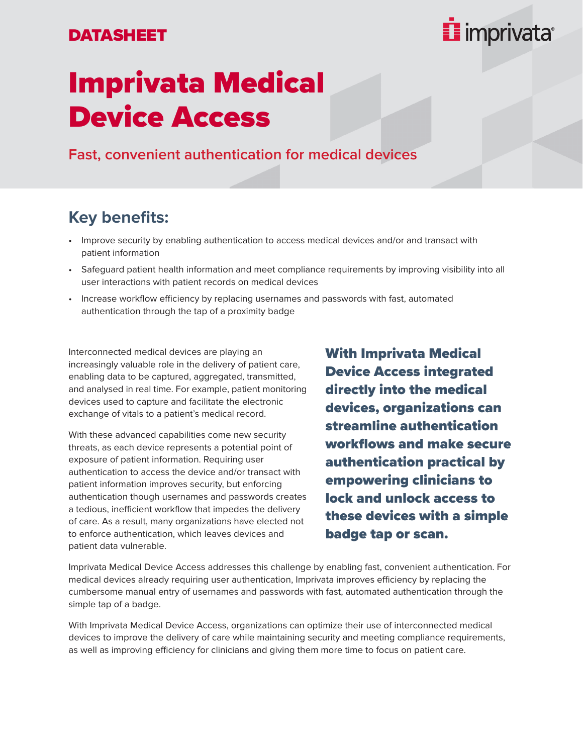DATASHEET

imprivata

# Imprivata Medical Device Access

### Fast, convenient authentication for medical devices

## Key benefits:

- Improve security by enabling authentication to access medical devices and/or and transact with patient information
- Safeguard patient health information and meet compliance requirements by improving visibility into all user interactions with patient records on medical devices
- Increase workflow efficiency by replacing usernames and passwords with fast, automated authentication through the tap of a proximity badge

Interconnected medical devices are playing an increasingly valuable role in the delivery of patient care, enabling data to be captured, aggregated, transmitted, and analysed in real time. For example, patient monitoring devices used to capture and facilitate the electronic exchange of vitals to a patient's medical record.

With these advanced capabilities come new security threats, as each device represents a potential point of exposure of patient information. Requiring user authentication to access the device and/or transact with patient information improves security, but enforcing authentication though usernames and passwords creates a tedious, inefficient workflow that impedes the delivery of care. As a result, many organizations have elected not to enforce authentication, which leaves devices and patient data vulnerable.

**With Imprivata Medical Device Access integrated directly into the medical devices, organizations can streamline authentication workflows and make secure authentication practical by empowering clinicians to lock and unlock access to these devices with a simple badge tap or scan.**

Imprivata Medical Device Access addresses this challenge by enabling fast, convenient authentication. For medical devices already requiring user authentication, Imprivata improves efficiency by replacing the cumbersome manual entry of usernames and passwords with fast, automated authentication through the simple tap of a badge.

With Imprivata Medical Device Access, organizations can optimize their use of interconnected medical devices to improve the delivery of care while maintaining security and meeting compliance requirements, as well as improving efficiency for clinicians and giving them more time to focus on patient care.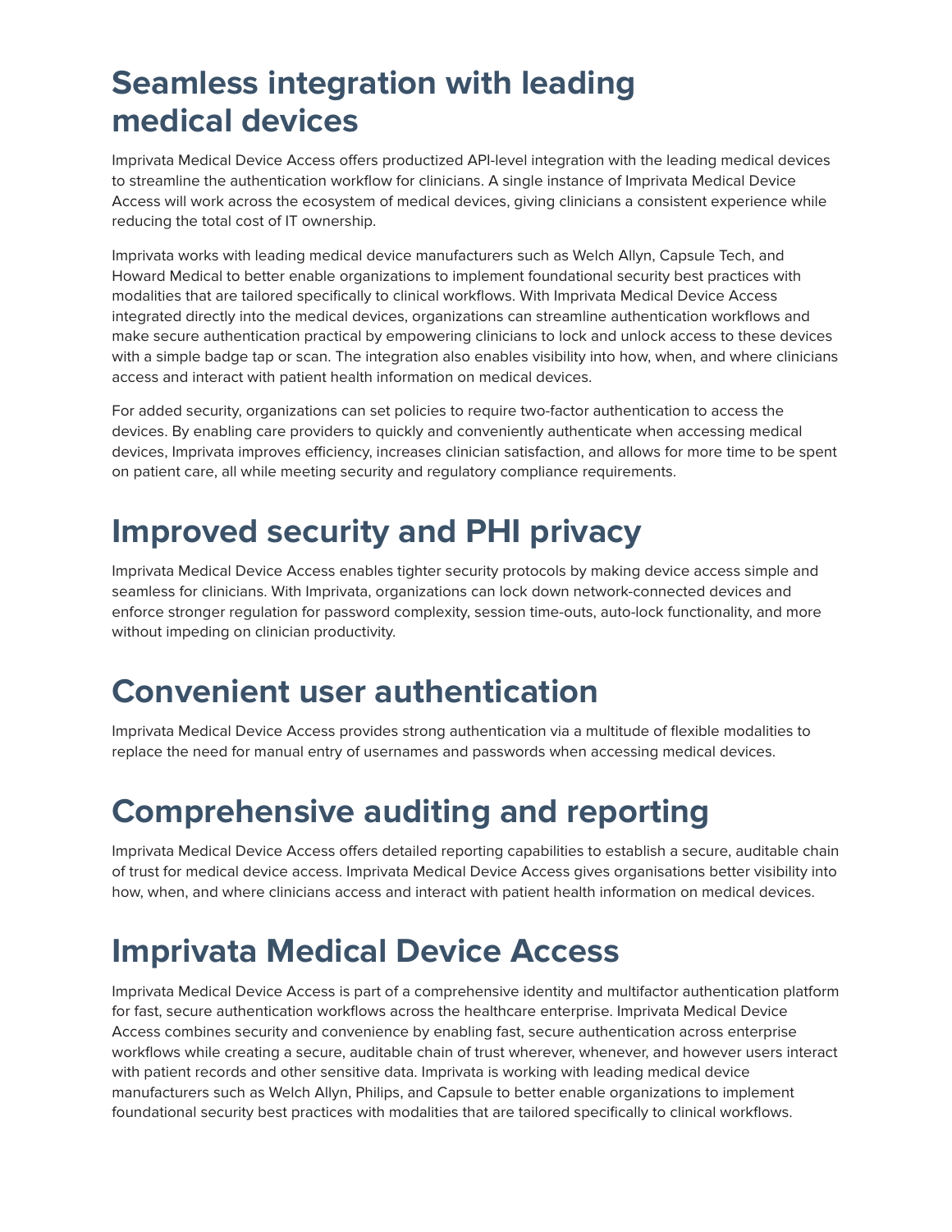## Seamless integration with leading medical devices

Imprivata Medical Device Access offers productized API-level integration with the leading medical devices to streamline the authentication workflow for clinicians. A single instance of Imprivata Medical Device Access will work across the ecosystem of medical devices, giving clinicians a consistent experience while reducing the total cost of IT ownership.

Imprivata works with leading medical device manufacturers such as Welch Allyn, Capsule Tech, and Howard Medical to better enable organizations to implement foundational security best practices with modalities that are tailored specifically to clinical workflows. With Imprivata Medical Device Access integrated directly into the medical devices, organizations can streamline authentication workflows and make secure authentication practical by empowering clinicians to lock and unlock access to these devices with a simple badge tap or scan. The integration also enables visibility into how, when, and where clinicians access and interact with patient health information on medical devices.

For added security, organizations can set policies to require two-factor authentication to access the devices. By enabling care providers to quickly and conveniently authenticate when accessing medical devices, Imprivata improves efficiency, increases clinician satisfaction, and allows for more time to be spent on patient care, all while meeting security and regulatory compliance requirements.

## Improved security and PHI privacy

Imprivata Medical Device Access enables tighter security protocols by making device access simple and seamless for clinicians. With Imprivata, organizations can lock down network-connected devices and enforce stronger regulation for password complexity, session time-outs, auto-lock functionality, and more without impeding on clinician productivity.

## Convenient user authentication

Imprivata Medical Device Access provides strong authentication via a multitude of flexible modalities to replace the need for manual entry of usernames and passwords when accessing medical devices.

## Comprehensive auditing and reporting

Imprivata Medical Device Access offers detailed reporting capabilities to establish a secure, auditable chain of trust for medical device access. Imprivata Medical Device Access gives organisations better visibility into how, when, and where clinicians access and interact with patient health information on medical devices.

## Imprivata Medical Device Access

Imprivata Medical Device Access is part of a comprehensive identity and multifactor authentication platform for fast, secure authentication workflows across the healthcare enterprise. Imprivata Medical Device Access combines security and convenience by enabling fast, secure authentication across enterprise workflows while creating a secure, auditable chain of trust wherever, whenever, and however users interact with patient records and other sensitive data. Imprivata is working with leading medical device manufacturers such as Welch Allyn, Philips, and Capsule to better enable organizations to implement foundational security best practices with modalities that are tailored specifically to clinical workflows.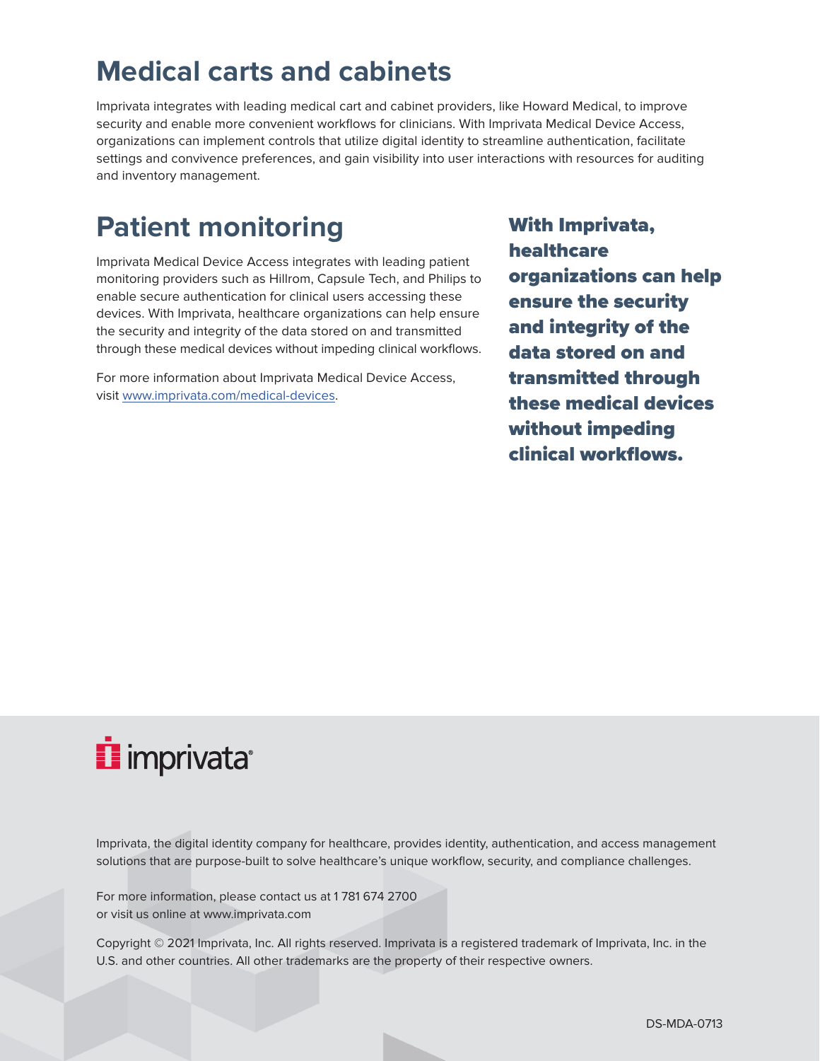## Medical carts and cabinets

Imprivata integrates with leading medical cart and cabinet providers, like Howard Medical, to improve security and enable more convenient workflows for clinicians. With Imprivata Medical Device Access, organizations can implement controls that utilize digital identity to streamline authentication, facilitate settings and convivence preferences, and gain visibility into user interactions with resources for auditing and inventory management.

## Patient monitoring

Imprivata Medical Device Access integrates with leading patient monitoring providers such as Hillrom, Capsule Tech, and Philips to enable secure authentication for clinical users accessing these devices. With Imprivata, healthcare organizations can help ensure the security and integrity of the data stored on and transmitted through these medical devices without impeding clinical workflows.

For more information about Imprivata Medical Device Access, visit [www.imprivata.com/medical-devices](http://www.imprivata.com/medical-devices).

**With Imprivata, healthcare organizations can help ensure the security and integrity of the data stored on and transmitted through these medical devices without impeding clinical workflows.**

imprivata®

Imprivata, the digital identity company for healthcare, provides identity, authentication, and access management solutions that are purpose-built to solve healthcare's unique workflow, security, and compliance challenges.

For more information, please contact us at 1 781 674 2700
or visit us online at www.imprivata.com

Copyright © 2021 Imprivata, Inc. All rights reserved. Imprivata is a registered trademark of Imprivata, Inc. in the U.S. and other countries. All other trademarks are the property of their respective owners.

DS-MDA-0713